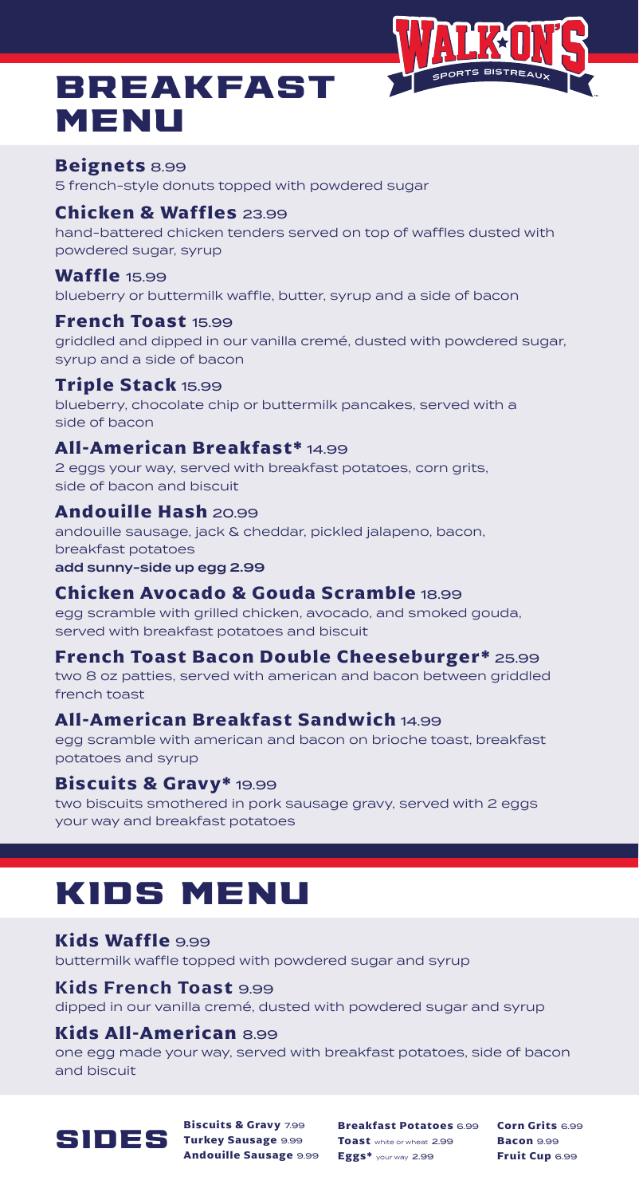# BREAKFAST MENU

WALK-ON'S SPORTS BISTREAUX

### Beignets 8.99
5 french-style donuts topped with powdered sugar

### Chicken & Waffles 23.99
hand-battered chicken tenders served on top of waffles dusted with powdered sugar, syrup

### Waffle 15.99
blueberry or buttermilk waffle, butter, syrup and a side of bacon

### French Toast 15.99
griddled and dipped in our vanilla cremé, dusted with powdered sugar, syrup and a side of bacon

### Triple Stack 15.99
blueberry, chocolate chip or buttermilk pancakes, served with a side of bacon

### All-American Breakfast* 14.99
2 eggs your way, served with breakfast potatoes, corn grits, side of bacon and biscuit

### Andouille Hash 20.99
andouille sausage, jack & cheddar, pickled jalapeno, bacon, breakfast potatoes
**add sunny-side up egg 2.99**

### Chicken Avocado & Gouda Scramble 18.99
egg scramble with grilled chicken, avocado, and smoked gouda, served with breakfast potatoes and biscuit

### French Toast Bacon Double Cheeseburger* 25.99
two 8 oz patties, served with american and bacon between griddled french toast

### All-American Breakfast Sandwich 14.99
egg scramble with american and bacon on brioche toast, breakfast potatoes and syrup

### Biscuits & Gravy* 19.99
two biscuits smothered in pork sausage gravy, served with 2 eggs your way and breakfast potatoes

# KIDS MENU

### Kids Waffle 9.99
buttermilk waffle topped with powdered sugar and syrup

### Kids French Toast 9.99
dipped in our vanilla cremé, dusted with powdered sugar and syrup

### Kids All-American 8.99
one egg made your way, served with breakfast potatoes, side of bacon and biscuit

# SIDES

**Biscuits & Gravy** 7.99
**Turkey Sausage** 9.99
**Andouille Sausage** 9.99
**Breakfast Potatoes** 6.99
**Toast** white or wheat 2.99
**Eggs*** your way 2.99
**Corn Grits** 6.99
**Bacon** 9.99
**Fruit Cup** 6.99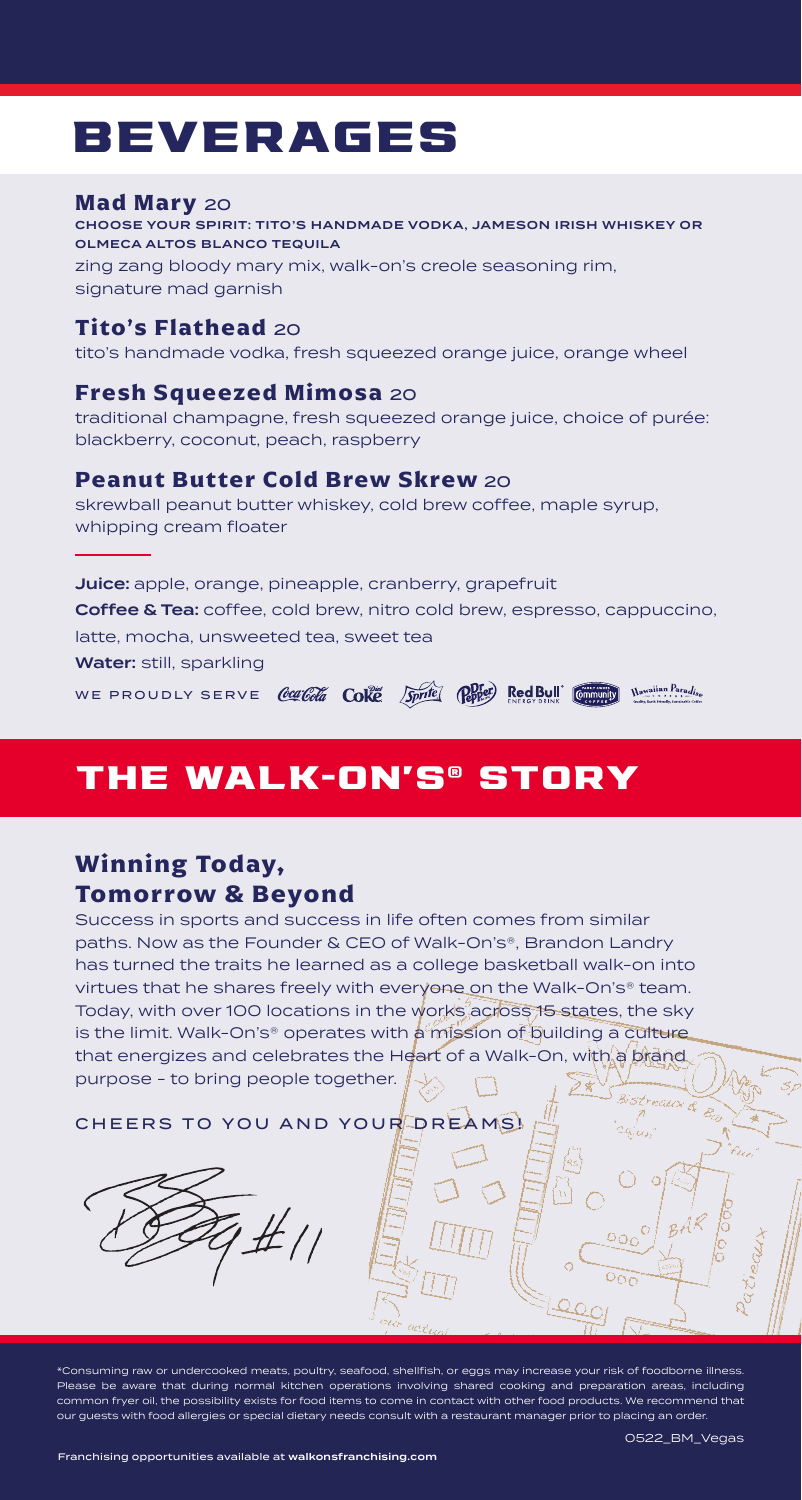# BEVERAGES

### Mad Mary 20

**CHOOSE YOUR SPIRIT: TITO'S HANDMADE VODKA, JAMESON IRISH WHISKEY OR OLMECA ALTOS BLANCO TEQUILA**

zing zang bloody mary mix, walk-on's creole seasoning rim, signature mad garnish

### Tito's Flathead 20

tito's handmade vodka, fresh squeezed orange juice, orange wheel

### Fresh Squeezed Mimosa 20

traditional champagne, fresh squeezed orange juice, choice of purée: blackberry, coconut, peach, raspberry

### Peanut Butter Cold Brew Skrew 20

skrewball peanut butter whiskey, cold brew coffee, maple syrup, whipping cream floater

---

**Juice:** apple, orange, pineapple, cranberry, grapefruit

**Coffee & Tea:** coffee, cold brew, nitro cold brew, espresso, cappuccino, latte, mocha, unsweetened tea, sweet tea

**Water:** still, sparkling

WE PROUDLY SERVE Coca-Cola, Diet Coke, Sprite, Dr Pepper, Red Bull Energy Drink, Community Coffee, Hawaiian Paradise

# THE WALK-ON'S® STORY

## Winning Today, Tomorrow & Beyond

Success in sports and success in life often comes from similar paths. Now as the Founder & CEO of Walk-On's®, Brandon Landry has turned the traits he learned as a college basketball walk-on into virtues that he shares freely with everyone on the Walk-On's® team. Today, with over 100 locations in the works across 15 states, the sky is the limit. Walk-On's® operates with a mission of building a culture that energizes and celebrates the Heart of a Walk-On, with a brand purpose - to bring people together.

CHEERS TO YOU AND YOUR DREAMS!

#11

*Consuming raw or undercooked meats, poultry, seafood, shellfish, or eggs may increase your risk of foodborne illness. Please be aware that during normal kitchen operations involving shared cooking and preparation areas, including common fryer oil, the possibility exists for food items to come in contact with other food products. We recommend that our guests with food allergies or special dietary needs consult with a restaurant manager prior to placing an order.

0522_BM_Vegas

Franchising opportunities available at **walkonsfranchising.com**